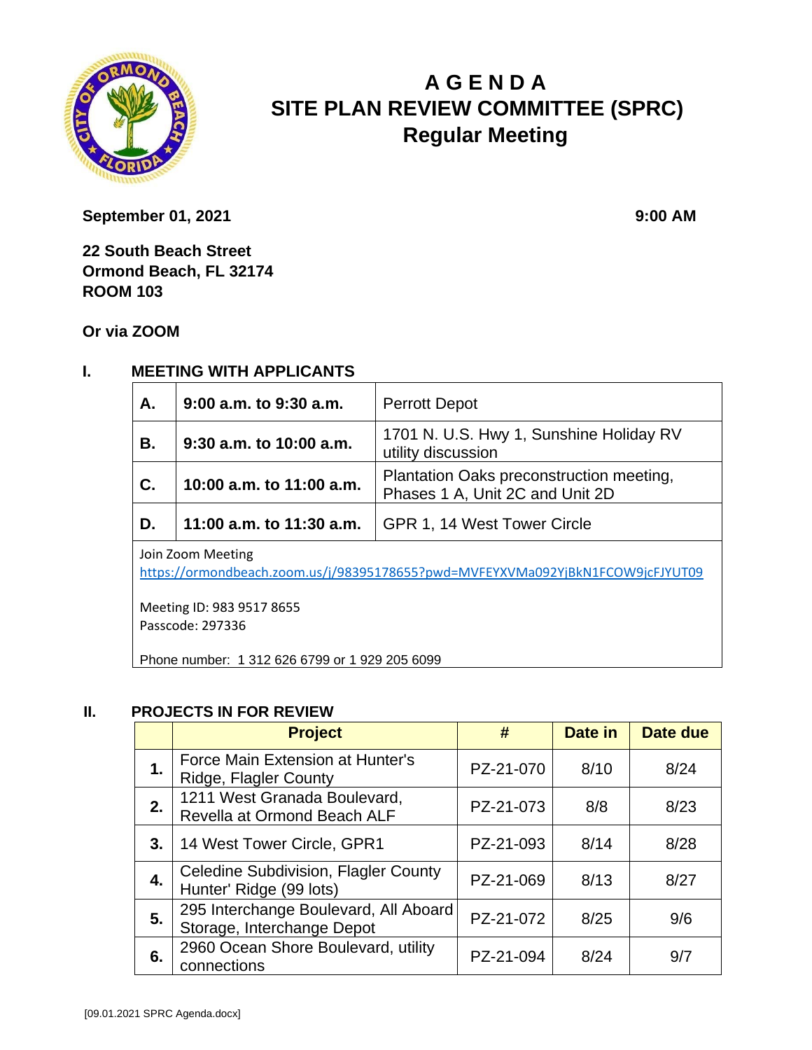# AGENDA
# SITE PLAN REVIEW COMMITTEE (SPRC)
# Regular Meeting

**September 01, 2021** **9:00 AM**

**22 South Beach Street**
**Ormond Beach, FL 32174**
**ROOM 103**

**Or via ZOOM**

## I. MEETING WITH APPLICANTS

| | | |
|---|---|---|
| **A.** | **9:00 a.m. to 9:30 a.m.** | Perrott Depot |
| **B.** | **9:30 a.m. to 10:00 a.m.** | 1701 N. U.S. Hwy 1, Sunshine Holiday RV utility discussion |
| **C.** | **10:00 a.m. to 11:00 a.m.** | Plantation Oaks preconstruction meeting, Phases 1 A, Unit 2C and Unit 2D |
| **D.** | **11:00 a.m. to 11:30 a.m.** | GPR 1, 14 West Tower Circle |

Join Zoom Meeting
https://ormondbeach.zoom.us/j/98395178655?pwd=MVFEYXVMa092YjBkN1FCOW9jcFJYUT09

Meeting ID: 983 9517 8655
Passcode: 297336

Phone number: 1 312 626 6799 or 1 929 205 6099

## II. PROJECTS IN FOR REVIEW

| | Project | # | Date in | Date due |
|---|---|---|---|---|
| **1.** | Force Main Extension at Hunter's Ridge, Flagler County | PZ-21-070 | 8/10 | 8/24 |
| **2.** | 1211 West Granada Boulevard, Revella at Ormond Beach ALF | PZ-21-073 | 8/8 | 8/23 |
| **3.** | 14 West Tower Circle, GPR1 | PZ-21-093 | 8/14 | 8/28 |
| **4.** | Celedine Subdivision, Flagler County Hunter' Ridge (99 lots) | PZ-21-069 | 8/13 | 8/27 |
| **5.** | 295 Interchange Boulevard, All Aboard Storage, Interchange Depot | PZ-21-072 | 8/25 | 9/6 |
| **6.** | 2960 Ocean Shore Boulevard, utility connections | PZ-21-094 | 8/24 | 9/7 |

[09.01.2021 SPRC Agenda.docx]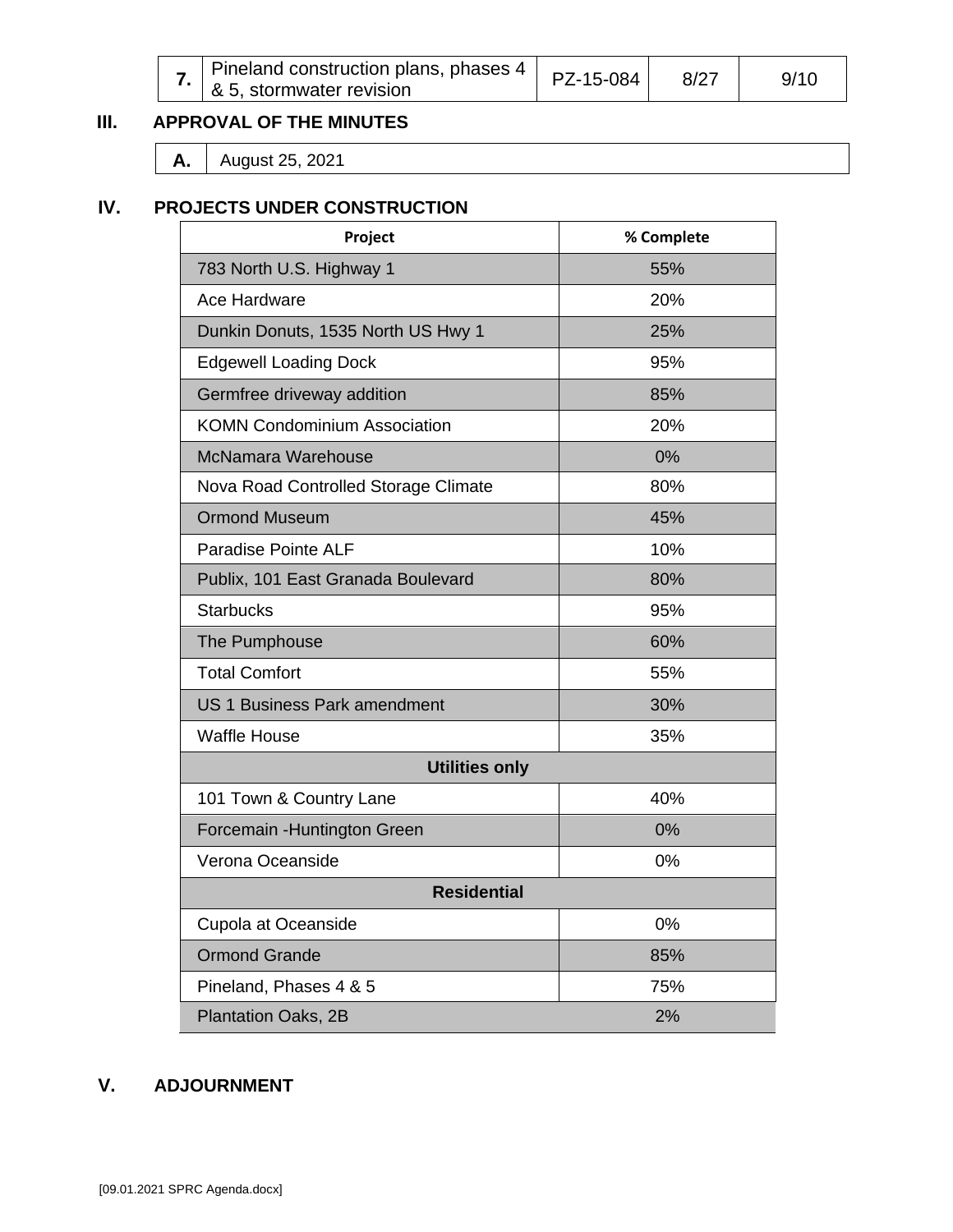| | | | | |
|---|---|---|---|---|
| **7.** | Pineland construction plans, phases 4 & 5, stormwater revision | PZ-15-084 | 8/27 | 9/10 |

## III. APPROVAL OF THE MINUTES

| | |
|---|---|
| **A.** | August 25, 2021 |

## IV. PROJECTS UNDER CONSTRUCTION

| Project | % Complete |
|---|---|
| 783 North U.S. Highway 1 | 55% |
| Ace Hardware | 20% |
| Dunkin Donuts, 1535 North US Hwy 1 | 25% |
| Edgewell Loading Dock | 95% |
| Germfree driveway addition | 85% |
| KOMN Condominium Association | 20% |
| McNamara Warehouse | 0% |
| Nova Road Controlled Storage Climate | 80% |
| Ormond Museum | 45% |
| Paradise Pointe ALF | 10% |
| Publix, 101 East Granada Boulevard | 80% |
| Starbucks | 95% |
| The Pumphouse | 60% |
| Total Comfort | 55% |
| US 1 Business Park amendment | 30% |
| Waffle House | 35% |
| **Utilities only** | |
| 101 Town & Country Lane | 40% |
| Forcemain -Huntington Green | 0% |
| Verona Oceanside | 0% |
| **Residential** | |
| Cupola at Oceanside | 0% |
| Ormond Grande | 85% |
| Pineland, Phases 4 & 5 | 75% |
| Plantation Oaks, 2B | 2% |

## V. ADJOURNMENT

[09.01.2021 SPRC Agenda.docx]